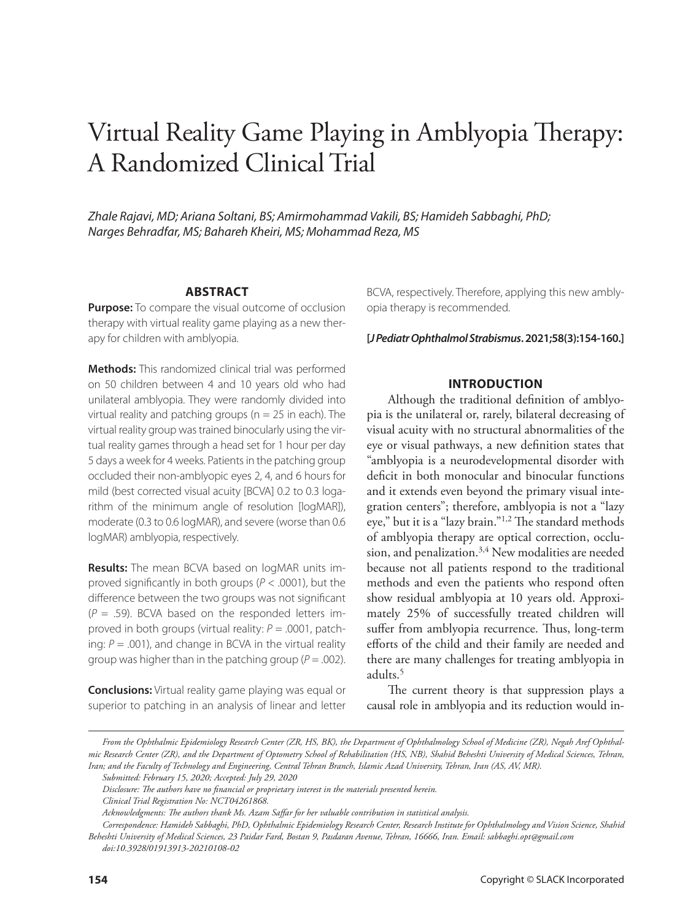# Virtual Reality Game Playing in Amblyopia Therapy: A Randomized Clinical Trial

*Zhale Rajavi, MD; Ariana Soltani, BS; Amirmohammad Vakili, BS; Hamideh Sabbaghi, PhD; Narges Behradfar, MS; Bahareh Kheiri, MS; Mohammad Reza, MS*

## ABSTRACT

**Purpose:** To compare the visual outcome of occlusion therapy with virtual reality game playing as a new therapy for children with amblyopia.

**Methods:** This randomized clinical trial was performed on 50 children between 4 and 10 years old who had unilateral amblyopia. They were randomly divided into virtual reality and patching groups (n = 25 in each). The virtual reality group was trained binocularly using the virtual reality games through a head set for 1 hour per day 5 days a week for 4 weeks. Patients in the patching group occluded their non-amblyopic eyes 2, 4, and 6 hours for mild (best corrected visual acuity [BCVA] 0.2 to 0.3 logarithm of the minimum angle of resolution [logMAR]), moderate (0.3 to 0.6 logMAR), and severe (worse than 0.6 logMAR) amblyopia, respectively.

**Results:** The mean BCVA based on logMAR units improved significantly in both groups ($P < .0001$), but the difference between the two groups was not significant ($P = .59$). BCVA based on the responded letters improved in both groups (virtual reality: $P = .0001$, patching: $P = .001$), and change in BCVA in the virtual reality group was higher than in the patching group ($P = .002$).

**Conclusions:** Virtual reality game playing was equal or superior to patching in an analysis of linear and letter BCVA, respectively. Therefore, applying this new amblyopia therapy is recommended.

**[*J Pediatr Ophthalmol Strabismus*. 2021;58(3):154-160.]**

## INTRODUCTION

Although the traditional definition of amblyopia is the unilateral or, rarely, bilateral decreasing of visual acuity with no structural abnormalities of the eye or visual pathways, a new definition states that "amblyopia is a neurodevelopmental disorder with deficit in both monocular and binocular functions and it extends even beyond the primary visual integration centers"; therefore, amblyopia is not a "lazy eye," but it is a "lazy brain."[1,2] The standard methods of amblyopia therapy are optical correction, occlusion, and penalization.[3,4] New modalities are needed because not all patients respond to the traditional methods and even the patients who respond often show residual amblyopia at 10 years old. Approximately 25% of successfully treated children will suffer from amblyopia recurrence. Thus, long-term efforts of the child and their family are needed and there are many challenges for treating amblyopia in adults.[5]

The current theory is that suppression plays a causal role in amblyopia and its reduction would in-

---

*From the Ophthalmic Epidemiology Research Center (ZR, HS, BK), the Department of Ophthalmology School of Medicine (ZR), Negah Aref Ophthalmic Research Center (ZR), and the Department of Optometry School of Rehabilitation (HS, NB), Shahid Beheshti University of Medical Sciences, Tehran, Iran; and the Faculty of Technology and Engineering, Central Tehran Branch, Islamic Azad University, Tehran, Iran (AS, AV, MR).*

*Submitted: February 15, 2020; Accepted: July 29, 2020*

*Disclosure: The authors have no financial or proprietary interest in the materials presented herein.*

*Clinical Trial Registration No: NCT04261868.*

*Acknowledgments: The authors thank Ms. Azam Saffar for her valuable contribution in statistical analysis.*

*Correspondence: Hamideh Sabbaghi, PhD, Ophthalmic Epidemiology Research Center, Research Institute for Ophthalmology and Vision Science, Shahid Beheshti University of Medical Sciences, 23 Paidar Fard, Bostan 9, Pasdaran Avenue, Tehran, 16666, Iran. Email: sabbaghi.opt@gmail.com*

*doi:10.3928/01913913-20210108-02*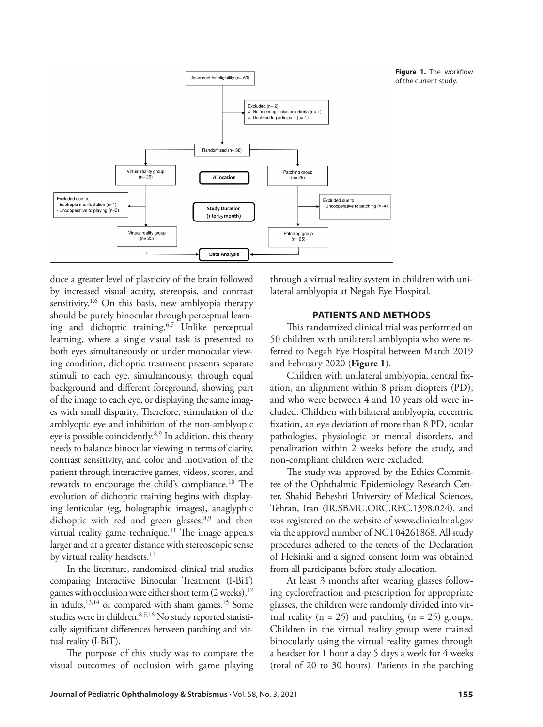Assessed for eligibility (n= 60)

Excluded (n= 2)
- Not meeting inclusion criteria (n= 1)
- Declined to participate (n= 1)

Randomized (n= 58)

**Allocation**

Virtual reality group (n= 29)

Patching group (n= 29)

**Study Duration (1 to 1.5 month)**

Excluded due to:
- Esotropia manifestation (n=1)
- Uncooperative to playing (n=3)

Excluded due to:
- Uncooperative to patching (n=4)

Virtual reality group (n= 25)

Patching group (n= 25)

**Data Analysis**

**Figure 1.** The workflow of the current study.

duce a greater level of plasticity of the brain followed by increased visual acuity, stereopsis, and contrast sensitivity.[1,6] On this basis, new amblyopia therapy should be purely binocular through perceptual learning and dichoptic training.[6,7] Unlike perceptual learning, where a single visual task is presented to both eyes simultaneously or under monocular viewing condition, dichoptic treatment presents separate stimuli to each eye, simultaneously, through equal background and different foreground, showing part of the image to each eye, or displaying the same images with small disparity. Therefore, stimulation of the amblyopic eye and inhibition of the non-amblyopic eye is possible coincidently.[8,9] In addition, this theory needs to balance binocular viewing in terms of clarity, contrast sensitivity, and color and motivation of the patient through interactive games, videos, scores, and rewards to encourage the child's compliance.[10] The evolution of dichoptic training begins with displaying lenticular (eg, holographic images), anaglyphic dichoptic with red and green glasses,[8,9] and then virtual reality game technique.[11] The image appears larger and at a greater distance with stereoscopic sense by virtual reality headsets.[11]

In the literature, randomized clinical trial studies comparing Interactive Binocular Treatment (I-BiT) games with occlusion were either short term (2 weeks),[12] in adults,[13,14] or compared with sham games.[15] Some studies were in children.[8,9,16] No study reported statistically significant differences between patching and virtual reality (I-BiT).

The purpose of this study was to compare the visual outcomes of occlusion with game playing through a virtual reality system in children with unilateral amblyopia at Negah Eye Hospital.

## PATIENTS AND METHODS

This randomized clinical trial was performed on 50 children with unilateral amblyopia who were referred to Negah Eye Hospital between March 2019 and February 2020 (**Figure 1**).

Children with unilateral amblyopia, central fixation, an alignment within 8 prism diopters (PD), and who were between 4 and 10 years old were included. Children with bilateral amblyopia, eccentric fixation, an eye deviation of more than 8 PD, ocular pathologies, physiologic or mental disorders, and penalization within 2 weeks before the study, and non-compliant children were excluded.

The study was approved by the Ethics Committee of the Ophthalmic Epidemiology Research Center, Shahid Beheshti University of Medical Sciences, Tehran, Iran (IR.SBMU.ORC.REC.1398.024), and was registered on the website of www.clinicaltrial.gov via the approval number of NCT04261868. All study procedures adhered to the tenets of the Declaration of Helsinki and a signed consent form was obtained from all participants before study allocation.

At least 3 months after wearing glasses following cyclorefraction and prescription for appropriate glasses, the children were randomly divided into virtual reality (n = 25) and patching (n = 25) groups. Children in the virtual reality group were trained binocularly using the virtual reality games through a headset for 1 hour a day 5 days a week for 4 weeks (total of 20 to 30 hours). Patients in the patching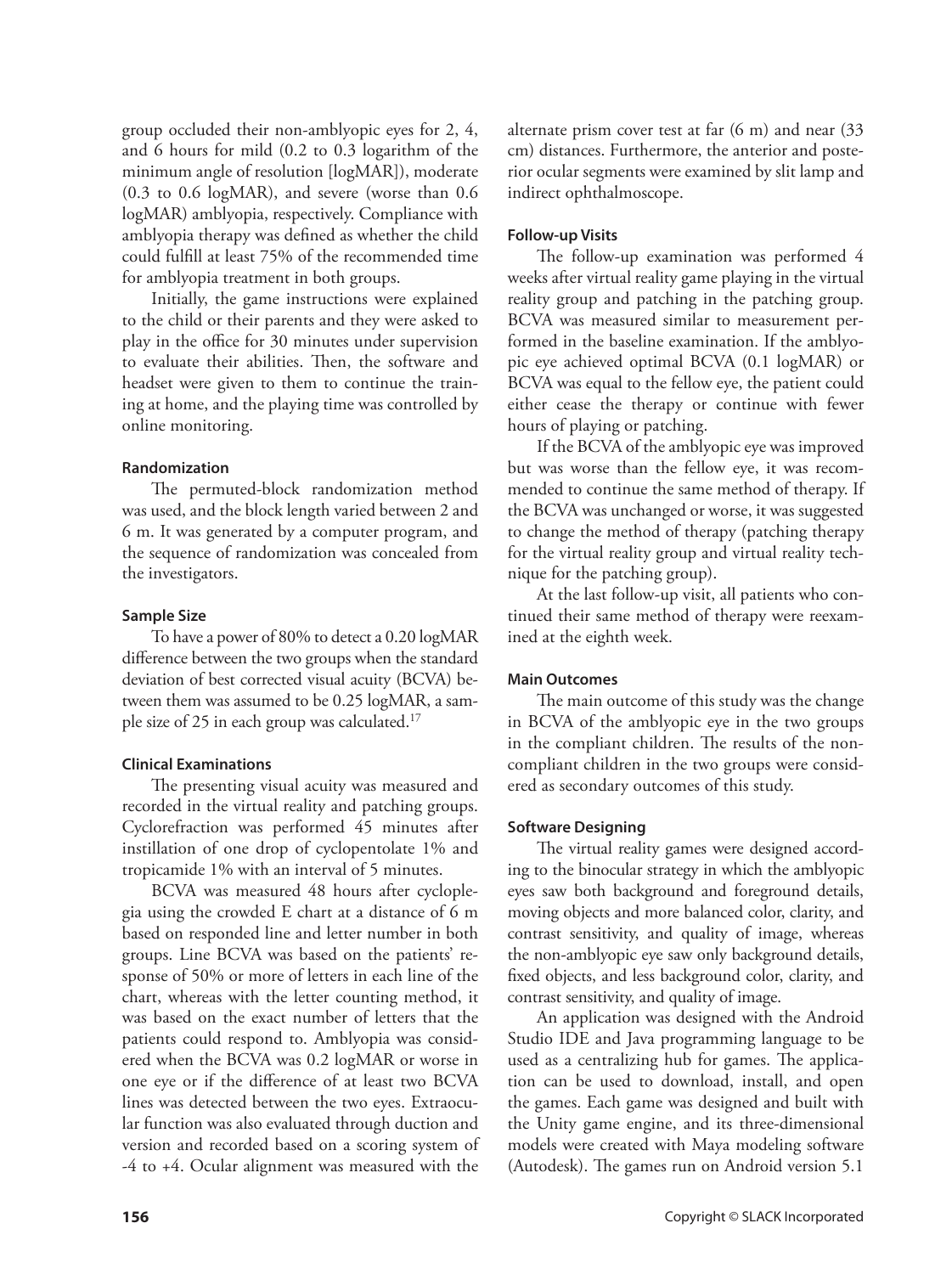group occluded their non-amblyopic eyes for 2, 4, and 6 hours for mild (0.2 to 0.3 logarithm of the minimum angle of resolution [logMAR]), moderate (0.3 to 0.6 logMAR), and severe (worse than 0.6 logMAR) amblyopia, respectively. Compliance with amblyopia therapy was defined as whether the child could fulfill at least 75% of the recommended time for amblyopia treatment in both groups.

Initially, the game instructions were explained to the child or their parents and they were asked to play in the office for 30 minutes under supervision to evaluate their abilities. Then, the software and headset were given to them to continue the training at home, and the playing time was controlled by online monitoring.

#### Randomization

The permuted-block randomization method was used, and the block length varied between 2 and 6 m. It was generated by a computer program, and the sequence of randomization was concealed from the investigators.

#### Sample Size

To have a power of 80% to detect a 0.20 logMAR difference between the two groups when the standard deviation of best corrected visual acuity (BCVA) between them was assumed to be 0.25 logMAR, a sample size of 25 in each group was calculated.[17]

#### Clinical Examinations

The presenting visual acuity was measured and recorded in the virtual reality and patching groups. Cyclorefraction was performed 45 minutes after instillation of one drop of cyclopentolate 1% and tropicamide 1% with an interval of 5 minutes.

BCVA was measured 48 hours after cycloplegia using the crowded E chart at a distance of 6 m based on responded line and letter number in both groups. Line BCVA was based on the patients' response of 50% or more of letters in each line of the chart, whereas with the letter counting method, it was based on the exact number of letters that the patients could respond to. Amblyopia was considered when the BCVA was 0.2 logMAR or worse in one eye or if the difference of at least two BCVA lines was detected between the two eyes. Extraocular function was also evaluated through duction and version and recorded based on a scoring system of -4 to +4. Ocular alignment was measured with the alternate prism cover test at far (6 m) and near (33 cm) distances. Furthermore, the anterior and posterior ocular segments were examined by slit lamp and indirect ophthalmoscope.

#### Follow-up Visits

The follow-up examination was performed 4 weeks after virtual reality game playing in the virtual reality group and patching in the patching group. BCVA was measured similar to measurement performed in the baseline examination. If the amblyopic eye achieved optimal BCVA (0.1 logMAR) or BCVA was equal to the fellow eye, the patient could either cease the therapy or continue with fewer hours of playing or patching.

If the BCVA of the amblyopic eye was improved but was worse than the fellow eye, it was recommended to continue the same method of therapy. If the BCVA was unchanged or worse, it was suggested to change the method of therapy (patching therapy for the virtual reality group and virtual reality technique for the patching group).

At the last follow-up visit, all patients who continued their same method of therapy were reexamined at the eighth week.

#### Main Outcomes

The main outcome of this study was the change in BCVA of the amblyopic eye in the two groups in the compliant children. The results of the noncompliant children in the two groups were considered as secondary outcomes of this study.

#### Software Designing

The virtual reality games were designed according to the binocular strategy in which the amblyopic eyes saw both background and foreground details, moving objects and more balanced color, clarity, and contrast sensitivity, and quality of image, whereas the non-amblyopic eye saw only background details, fixed objects, and less background color, clarity, and contrast sensitivity, and quality of image.

An application was designed with the Android Studio IDE and Java programming language to be used as a centralizing hub for games. The application can be used to download, install, and open the games. Each game was designed and built with the Unity game engine, and its three-dimensional models were created with Maya modeling software (Autodesk). The games run on Android version 5.1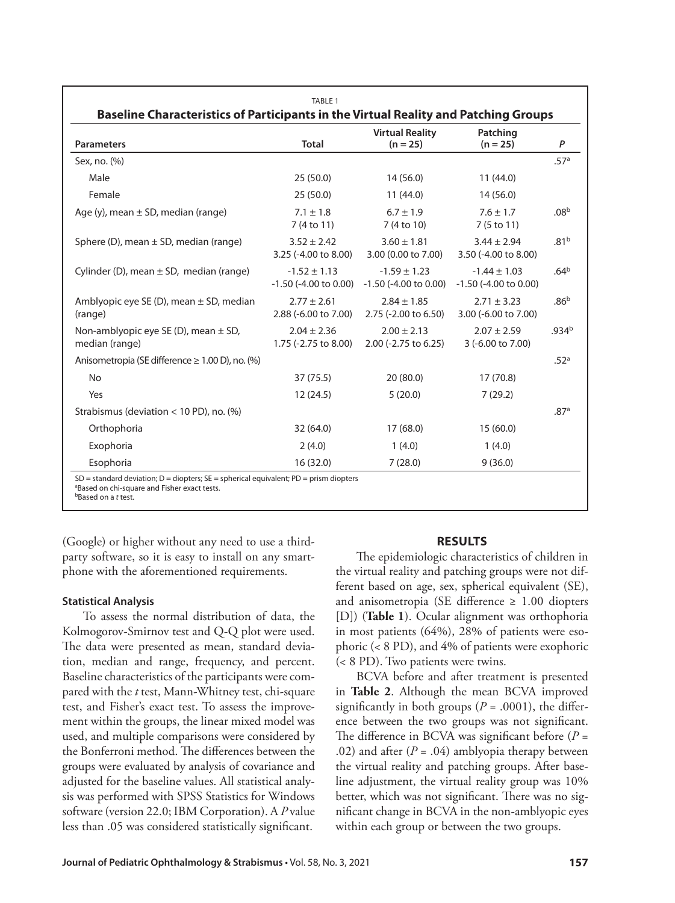TABLE 1

**Baseline Characteristics of Participants in the Virtual Reality and Patching Groups**

| Parameters | Total | Virtual Reality (n = 25) | Patching (n = 25) | P |
|---|---|---|---|---|
| Sex, no. (%) | | | | .57[a] |
| Male | 25 (50.0) | 14 (56.0) | 11 (44.0) | |
| Female | 25 (50.0) | 11 (44.0) | 14 (56.0) | |
| Age (y), mean ± SD, median (range) | 7.1 ± 1.8<br>7 (4 to 11) | 6.7 ± 1.9<br>7 (4 to 10) | 7.6 ± 1.7<br>7 (5 to 11) | .08[b] |
| Sphere (D), mean ± SD, median (range) | 3.52 ± 2.42<br>3.25 (-4.00 to 8.00) | 3.60 ± 1.81<br>3.00 (0.00 to 7.00) | 3.44 ± 2.94<br>3.50 (-4.00 to 8.00) | .81[b] |
| Cylinder (D), mean ± SD, median (range) | -1.52 ± 1.13<br>-1.50 (-4.00 to 0.00) | -1.59 ± 1.23<br>-1.50 (-4.00 to 0.00) | -1.44 ± 1.03<br>-1.50 (-4.00 to 0.00) | .64[b] |
| Amblyopic eye SE (D), mean ± SD, median (range) | 2.77 ± 2.61<br>2.88 (-6.00 to 7.00) | 2.84 ± 1.85<br>2.75 (-2.00 to 6.50) | 2.71 ± 3.23<br>3.00 (-6.00 to 7.00) | .86[b] |
| Non-amblyopic eye SE (D), mean ± SD, median (range) | 2.04 ± 2.36<br>1.75 (-2.75 to 8.00) | 2.00 ± 2.13<br>2.00 (-2.75 to 6.25) | 2.07 ± 2.59<br>3 (-6.00 to 7.00) | .934[b] |
| Anisometropia (SE difference ≥ 1.00 D), no. (%) | | | | .52[a] |
| No | 37 (75.5) | 20 (80.0) | 17 (70.8) | |
| Yes | 12 (24.5) | 5 (20.0) | 7 (29.2) | |
| Strabismus (deviation < 10 PD), no. (%) | | | | .87[a] |
| Orthophoria | 32 (64.0) | 17 (68.0) | 15 (60.0) | |
| Exophoria | 2 (4.0) | 1 (4.0) | 1 (4.0) | |
| Esophoria | 16 (32.0) | 7 (28.0) | 9 (36.0) | |

SD = standard deviation; D = diopters; SE = spherical equivalent; PD = prism diopters
[a]Based on chi-square and Fisher exact tests.
[b]Based on a *t* test.

(Google) or higher without any need to use a third-party software, so it is easy to install on any smartphone with the aforementioned requirements.

### Statistical Analysis

To assess the normal distribution of data, the Kolmogorov-Smirnov test and Q-Q plot were used. The data were presented as mean, standard deviation, median and range, frequency, and percent. Baseline characteristics of the participants were compared with the *t* test, Mann-Whitney test, chi-square test, and Fisher's exact test. To assess the improvement within the groups, the linear mixed model was used, and multiple comparisons were considered by the Bonferroni method. The differences between the groups were evaluated by analysis of covariance and adjusted for the baseline values. All statistical analysis was performed with SPSS Statistics for Windows software (version 22.0; IBM Corporation). A *P* value less than .05 was considered statistically significant.

## RESULTS

The epidemiologic characteristics of children in the virtual reality and patching groups were not different based on age, sex, spherical equivalent (SE), and anisometropia (SE difference ≥ 1.00 diopters [D]) (**Table 1**). Ocular alignment was orthophoria in most patients (64%), 28% of patients were esophoric (< 8 PD), and 4% of patients were exophoric (< 8 PD). Two patients were twins.

BCVA before and after treatment is presented in **Table 2**. Although the mean BCVA improved significantly in both groups ($P = .0001$), the difference between the two groups was not significant. The difference in BCVA was significant before ($P = .02$) and after ($P = .04$) amblyopia therapy between the virtual reality and patching groups. After baseline adjustment, the virtual reality group was 10% better, which was not significant. There was no significant change in BCVA in the non-amblyopic eyes within each group or between the two groups.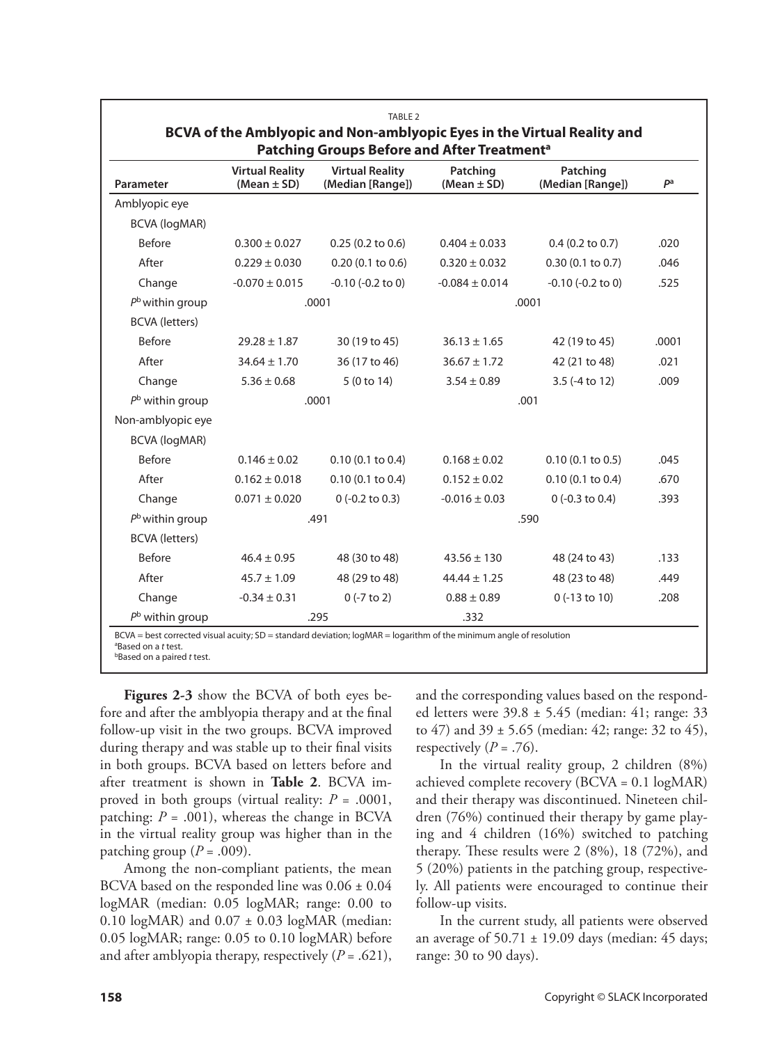TABLE 2

**BCVA of the Amblyopic and Non-amblyopic Eyes in the Virtual Reality and Patching Groups Before and After Treatment[a]**

| Parameter | Virtual Reality (Mean ± SD) | Virtual Reality (Median [Range]) | Patching (Mean ± SD) | Patching (Median [Range]) | $P$[a] |
|---|---|---|---|---|---|
| Amblyopic eye | | | | | |
| BCVA (logMAR) | | | | | |
| Before | 0.300 ± 0.027 | 0.25 (0.2 to 0.6) | 0.404 ± 0.033 | 0.4 (0.2 to 0.7) | .020 |
| After | 0.229 ± 0.030 | 0.20 (0.1 to 0.6) | 0.320 ± 0.032 | 0.30 (0.1 to 0.7) | .046 |
| Change | -0.070 ± 0.015 | -0.10 (-0.2 to 0) | -0.084 ± 0.014 | -0.10 (-0.2 to 0) | .525 |
| $P$[b] within group | .0001 | | .0001 | | |
| BCVA (letters) | | | | | |
| Before | 29.28 ± 1.87 | 30 (19 to 45) | 36.13 ± 1.65 | 42 (19 to 45) | .0001 |
| After | 34.64 ± 1.70 | 36 (17 to 46) | 36.67 ± 1.72 | 42 (21 to 48) | .021 |
| Change | 5.36 ± 0.68 | 5 (0 to 14) | 3.54 ± 0.89 | 3.5 (-4 to 12) | .009 |
| $P$[b] within group | .0001 | | .001 | | |
| Non-amblyopic eye | | | | | |
| BCVA (logMAR) | | | | | |
| Before | 0.146 ± 0.02 | 0.10 (0.1 to 0.4) | 0.168 ± 0.02 | 0.10 (0.1 to 0.5) | .045 |
| After | 0.162 ± 0.018 | 0.10 (0.1 to 0.4) | 0.152 ± 0.02 | 0.10 (0.1 to 0.4) | .670 |
| Change | 0.071 ± 0.020 | 0 (-0.2 to 0.3) | -0.016 ± 0.03 | 0 (-0.3 to 0.4) | .393 |
| $P$[b] within group | .491 | | .590 | | |
| BCVA (letters) | | | | | |
| Before | 46.4 ± 0.95 | 48 (30 to 48) | 43.56 ± 130 | 48 (24 to 43) | .133 |
| After | 45.7 ± 1.09 | 48 (29 to 48) | 44.44 ± 1.25 | 48 (23 to 48) | .449 |
| Change | -0.34 ± 0.31 | 0 (-7 to 2) | 0.88 ± 0.89 | 0 (-13 to 10) | .208 |
| $P$[b] within group | .295 | | .332 | | |

BCVA = best corrected visual acuity; SD = standard deviation; logMAR = logarithm of the minimum angle of resolution
[a]Based on a *t* test.
[b]Based on a paired *t* test.

**Figures 2-3** show the BCVA of both eyes before and after the amblyopia therapy and at the final follow-up visit in the two groups. BCVA improved during therapy and was stable up to their final visits in both groups. BCVA based on letters before and after treatment is shown in **Table 2**. BCVA improved in both groups (virtual reality: $P = .0001$, patching: $P = .001$), whereas the change in BCVA in the virtual reality group was higher than in the patching group ($P = .009$).

Among the non-compliant patients, the mean BCVA based on the responded line was 0.06 ± 0.04 logMAR (median: 0.05 logMAR; range: 0.00 to 0.10 logMAR) and 0.07 ± 0.03 logMAR (median: 0.05 logMAR; range: 0.05 to 0.10 logMAR) before and after amblyopia therapy, respectively ($P = .621$), and the corresponding values based on the responded letters were 39.8 ± 5.45 (median: 41; range: 33 to 47) and 39 ± 5.65 (median: 42; range: 32 to 45), respectively ($P = .76$).

In the virtual reality group, 2 children (8%) achieved complete recovery (BCVA = 0.1 logMAR) and their therapy was discontinued. Nineteen children (76%) continued their therapy by game playing and 4 children (16%) switched to patching therapy. These results were 2 (8%), 18 (72%), and 5 (20%) patients in the patching group, respectively. All patients were encouraged to continue their follow-up visits.

In the current study, all patients were observed an average of 50.71 ± 19.09 days (median: 45 days; range: 30 to 90 days).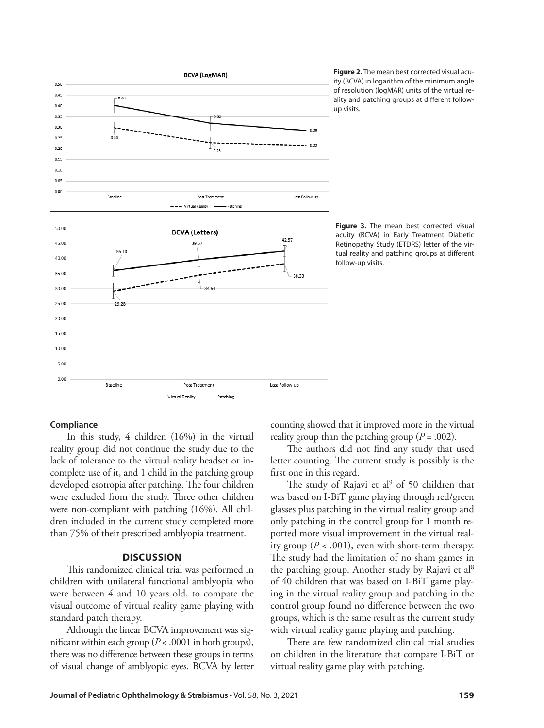**Figure 2.** The mean best corrected visual acuity (BCVA) in logarithm of the minimum angle of resolution (logMAR) units of the virtual reality and patching groups at different follow-up visits.

**Figure 3.** The mean best corrected visual acuity (BCVA) in Early Treatment Diabetic Retinopathy Study (ETDRS) letter of the virtual reality and patching groups at different follow-up visits.

### Compliance

In this study, 4 children (16%) in the virtual reality group did not continue the study due to the lack of tolerance to the virtual reality headset or incomplete use of it, and 1 child in the patching group developed esotropia after patching. The four children were excluded from the study. Three other children were non-compliant with patching (16%). All children included in the current study completed more than 75% of their prescribed amblyopia treatment.

## DISCUSSION

This randomized clinical trial was performed in children with unilateral functional amblyopia who were between 4 and 10 years old, to compare the visual outcome of virtual reality game playing with standard patch therapy.

Although the linear BCVA improvement was significant within each group ($P < .0001$ in both groups), there was no difference between these groups in terms of visual change of amblyopic eyes. BCVA by letter counting showed that it improved more in the virtual reality group than the patching group ($P = .002$).

The authors did not find any study that used letter counting. The current study is possibly is the first one in this regard.

The study of Rajavi et al[9] of 50 children that was based on I-BiT game playing through red/green glasses plus patching in the virtual reality group and only patching in the control group for 1 month reported more visual improvement in the virtual reality group ($P < .001$), even with short-term therapy. The study had the limitation of no sham games in the patching group. Another study by Rajavi et al[8] of 40 children that was based on I-BiT game playing in the virtual reality group and patching in the control group found no difference between the two groups, which is the same result as the current study with virtual reality game playing and patching.

There are few randomized clinical trial studies on children in the literature that compare I-BiT or virtual reality game play with patching.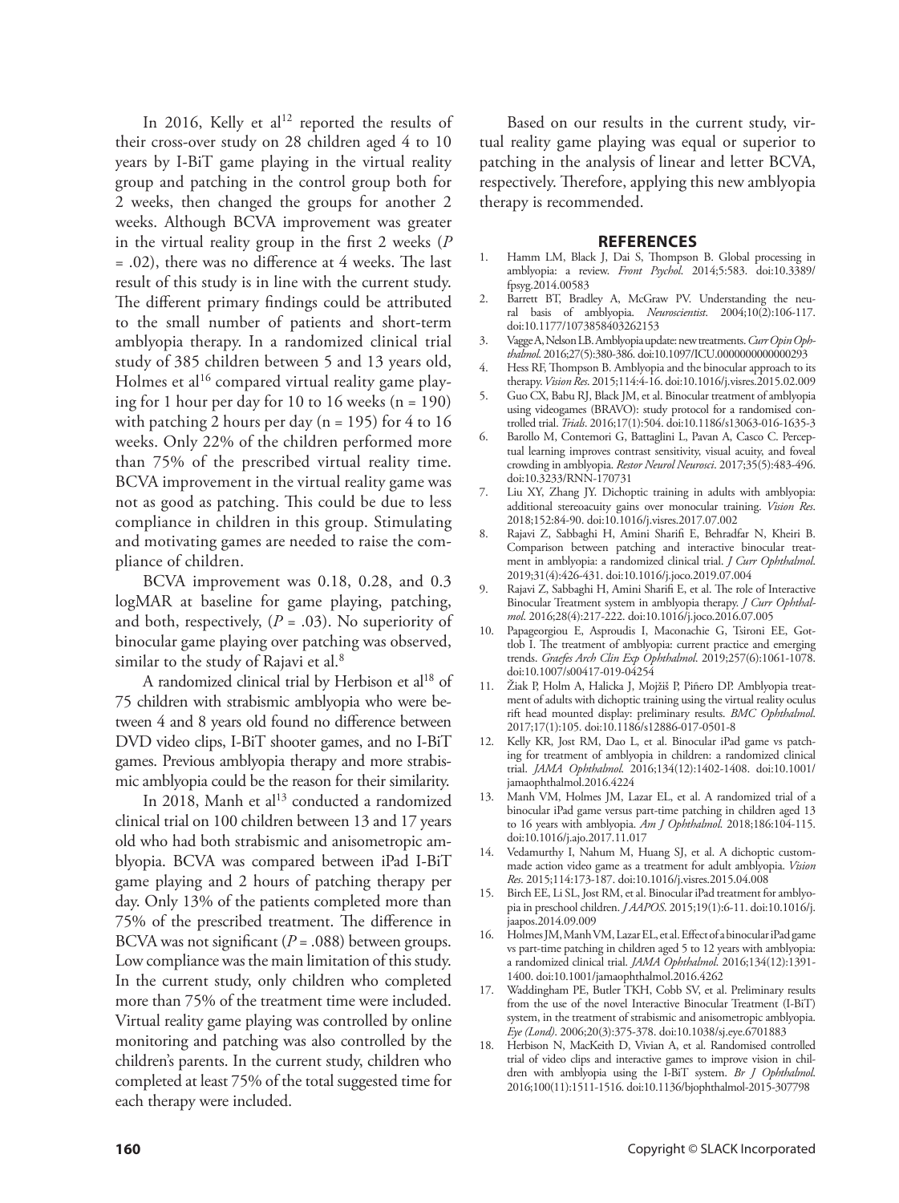In 2016, Kelly et al[12] reported the results of their cross-over study on 28 children aged 4 to 10 years by I-BiT game playing in the virtual reality group and patching in the control group both for 2 weeks, then changed the groups for another 2 weeks. Although BCVA improvement was greater in the virtual reality group in the first 2 weeks ($P = .02$), there was no difference at 4 weeks. The last result of this study is in line with the current study. The different primary findings could be attributed to the small number of patients and short-term amblyopia therapy. In a randomized clinical trial study of 385 children between 5 and 13 years old, Holmes et al[16] compared virtual reality game playing for 1 hour per day for 10 to 16 weeks ($n = 190$) with patching 2 hours per day ($n = 195$) for 4 to 16 weeks. Only 22% of the children performed more than 75% of the prescribed virtual reality time. BCVA improvement in the virtual reality game was not as good as patching. This could be due to less compliance in children in this group. Stimulating and motivating games are needed to raise the compliance of children.

BCVA improvement was 0.18, 0.28, and 0.3 logMAR at baseline for game playing, patching, and both, respectively, ($P = .03$). No superiority of binocular game playing over patching was observed, similar to the study of Rajavi et al.[8]

A randomized clinical trial by Herbison et al[18] of 75 children with strabismic amblyopia who were between 4 and 8 years old found no difference between DVD video clips, I-BiT shooter games, and no I-BiT games. Previous amblyopia therapy and more strabismic amblyopia could be the reason for their similarity.

In 2018, Manh et al[13] conducted a randomized clinical trial on 100 children between 13 and 17 years old who had both strabismic and anisometropic amblyopia. BCVA was compared between iPad I-BiT game playing and 2 hours of patching therapy per day. Only 13% of the patients completed more than 75% of the prescribed treatment. The difference in BCVA was not significant ($P = .088$) between groups. Low compliance was the main limitation of this study. In the current study, only children who completed more than 75% of the treatment time were included. Virtual reality game playing was controlled by online monitoring and patching was also controlled by the children's parents. In the current study, children who completed at least 75% of the total suggested time for each therapy were included.

Based on our results in the current study, virtual reality game playing was equal or superior to patching in the analysis of linear and letter BCVA, respectively. Therefore, applying this new amblyopia therapy is recommended.

## REFERENCES

1. Hamm LM, Black J, Dai S, Thompson B. Global processing in amblyopia: a review. *Front Psychol*. 2014;5:583. doi:10.3389/fpsyg.2014.00583
2. Barrett BT, Bradley A, McGraw PV. Understanding the neural basis of amblyopia. *Neuroscientist*. 2004;10(2):106-117. doi:10.1177/1073858403262153
3. Vagge A, Nelson LB. Amblyopia update: new treatments. *Curr Opin Ophthalmol*. 2016;27(5):380-386. doi:10.1097/ICU.0000000000000293
4. Hess RF, Thompson B. Amblyopia and the binocular approach to its therapy. *Vision Res*. 2015;114:4-16. doi:10.1016/j.visres.2015.02.009
5. Guo CX, Babu RJ, Black JM, et al. Binocular treatment of amblyopia using videogames (BRAVO): study protocol for a randomised controlled trial. *Trials*. 2016;17(1):504. doi:10.1186/s13063-016-1635-3
6. Barollo M, Contemori G, Battaglini L, Pavan A, Casco C. Perceptual learning improves contrast sensitivity, visual acuity, and foveal crowding in amblyopia. *Restor Neurol Neurosci*. 2017;35(5):483-496. doi:10.3233/RNN-170731
7. Liu XY, Zhang JY. Dichoptic training in adults with amblyopia: additional stereoacuity gains over monocular training. *Vision Res*. 2018;152:84-90. doi:10.1016/j.visres.2017.07.002
8. Rajavi Z, Sabbaghi H, Amini Sharifi E, Behradfar N, Kheiri B. Comparison between patching and interactive binocular treatment in amblyopia: a randomized clinical trial. *J Curr Ophthalmol*. 2019;31(4):426-431. doi:10.1016/j.joco.2019.07.004
9. Rajavi Z, Sabbaghi H, Amini Sharifi E, et al. The role of Interactive Binocular Treatment system in amblyopia therapy. *J Curr Ophthalmol*. 2016;28(4):217-222. doi:10.1016/j.joco.2016.07.005
10. Papageorgiou E, Asproudis I, Maconachie G, Tsironi EE, Gottlob I. The treatment of amblyopia: current practice and emerging trends. *Graefes Arch Clin Exp Ophthalmol*. 2019;257(6):1061-1078. doi:10.1007/s00417-019-04254
11. Žiak P, Holm A, Halicka J, Mojžiš P, Piñero DP. Amblyopia treatment of adults with dichoptic training using the virtual reality oculus rift head mounted display: preliminary results. *BMC Ophthalmol*. 2017;17(1):105. doi:10.1186/s12886-017-0501-8
12. Kelly KR, Jost RM, Dao L, et al. Binocular iPad game vs patching for treatment of amblyopia in children: a randomized clinical trial. *JAMA Ophthalmol*. 2016;134(12):1402-1408. doi:10.1001/jamaophthalmol.2016.4224
13. Manh VM, Holmes JM, Lazar EL, et al. A randomized trial of a binocular iPad game versus part-time patching in children aged 13 to 16 years with amblyopia. *Am J Ophthalmol*. 2018;186:104-115. doi:10.1016/j.ajo.2017.11.017
14. Vedamurthy I, Nahum M, Huang SJ, et al. A dichoptic custom-made action video game as a treatment for adult amblyopia. *Vision Res*. 2015;114:173-187. doi:10.1016/j.visres.2015.04.008
15. Birch EE, Li SL, Jost RM, et al. Binocular iPad treatment for amblyopia in preschool children. *J AAPOS*. 2015;19(1):6-11. doi:10.1016/j.jaapos.2014.09.009
16. Holmes JM, Manh VM, Lazar EL, et al. Effect of a binocular iPad game vs part-time patching in children aged 5 to 12 years with amblyopia: a randomized clinical trial. *JAMA Ophthalmol*. 2016;134(12):1391-1400. doi:10.1001/jamaophthalmol.2016.4262
17. Waddingham PE, Butler TKH, Cobb SV, et al. Preliminary results from the use of the novel Interactive Binocular Treatment (I-BiT) system, in the treatment of strabismic and anisometropic amblyopia. *Eye (Lond)*. 2006;20(3):375-378. doi:10.1038/sj.eye.6701883
18. Herbison N, MacKeith D, Vivian A, et al. Randomised controlled trial of video clips and interactive games to improve vision in children with amblyopia using the I-BiT system. *Br J Ophthalmol*. 2016;100(11):1511-1516. doi:10.1136/bjophthalmol-2015-307798